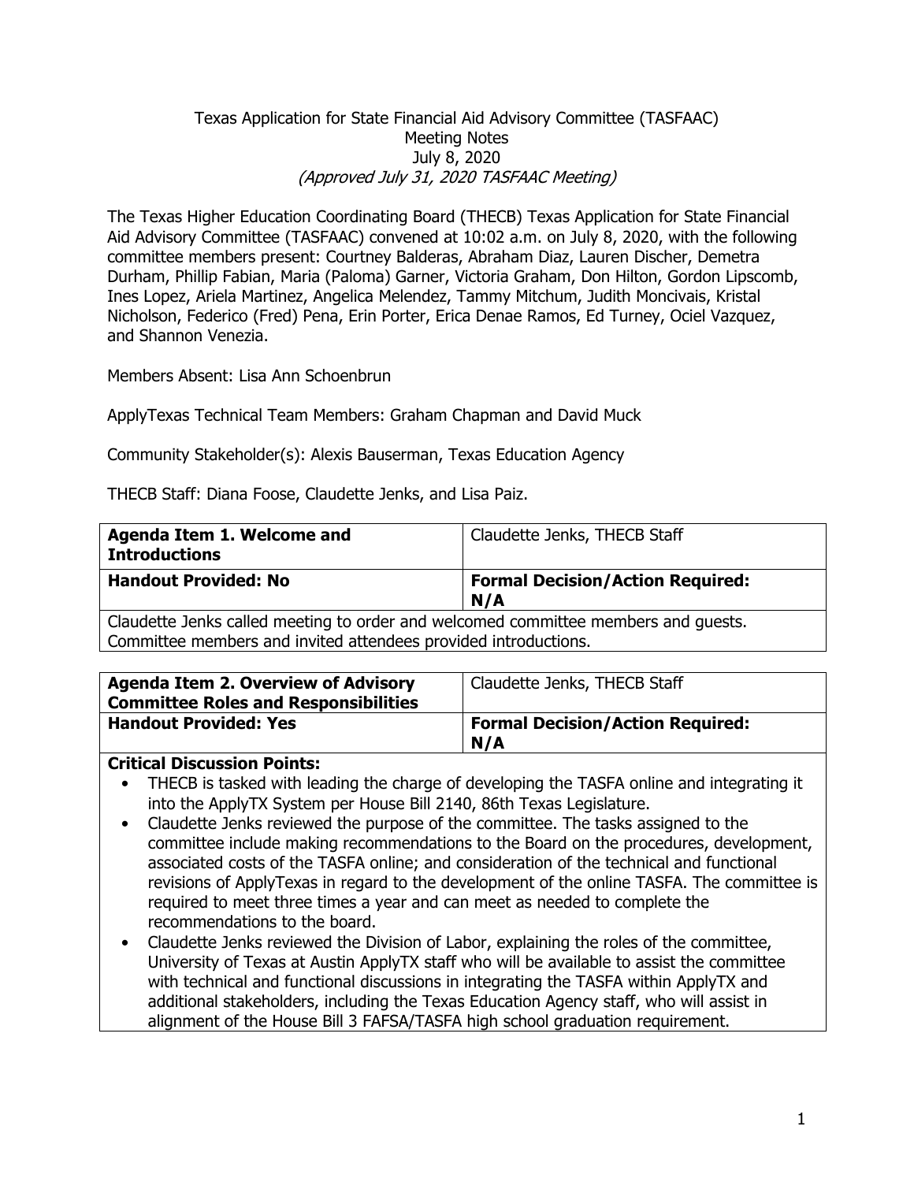Texas Application for State Financial Aid Advisory Committee (TASFAAC)
Meeting Notes
July 8, 2020
*(Approved July 31, 2020 TASFAAC Meeting)*

The Texas Higher Education Coordinating Board (THECB) Texas Application for State Financial Aid Advisory Committee (TASFAAC) convened at 10:02 a.m. on July 8, 2020, with the following committee members present: Courtney Balderas, Abraham Diaz, Lauren Discher, Demetra Durham, Phillip Fabian, Maria (Paloma) Garner, Victoria Graham, Don Hilton, Gordon Lipscomb, Ines Lopez, Ariela Martinez, Angelica Melendez, Tammy Mitchum, Judith Moncivais, Kristal Nicholson, Federico (Fred) Pena, Erin Porter, Erica Denae Ramos, Ed Turney, Ociel Vazquez, and Shannon Venezia.

Members Absent: Lisa Ann Schoenbrun

ApplyTexas Technical Team Members: Graham Chapman and David Muck

Community Stakeholder(s): Alexis Bauserman, Texas Education Agency

THECB Staff: Diana Foose, Claudette Jenks, and Lisa Paiz.

| **Agenda Item 1. Welcome and Introductions** | Claudette Jenks, THECB Staff |
|---|---|
| **Handout Provided: No** | **Formal Decision/Action Required: N/A** |

Claudette Jenks called meeting to order and welcomed committee members and guests. Committee members and invited attendees provided introductions.

| **Agenda Item 2. Overview of Advisory Committee Roles and Responsibilities** | Claudette Jenks, THECB Staff |
|---|---|
| **Handout Provided: Yes** | **Formal Decision/Action Required: N/A** |

**Critical Discussion Points:**

- THECB is tasked with leading the charge of developing the TASFA online and integrating it into the ApplyTX System per House Bill 2140, 86th Texas Legislature.
- Claudette Jenks reviewed the purpose of the committee. The tasks assigned to the committee include making recommendations to the Board on the procedures, development, associated costs of the TASFA online; and consideration of the technical and functional revisions of ApplyTexas in regard to the development of the online TASFA. The committee is required to meet three times a year and can meet as needed to complete the recommendations to the board.
- Claudette Jenks reviewed the Division of Labor, explaining the roles of the committee, University of Texas at Austin ApplyTX staff who will be available to assist the committee with technical and functional discussions in integrating the TASFA within ApplyTX and additional stakeholders, including the Texas Education Agency staff, who will assist in alignment of the House Bill 3 FAFSA/TASFA high school graduation requirement.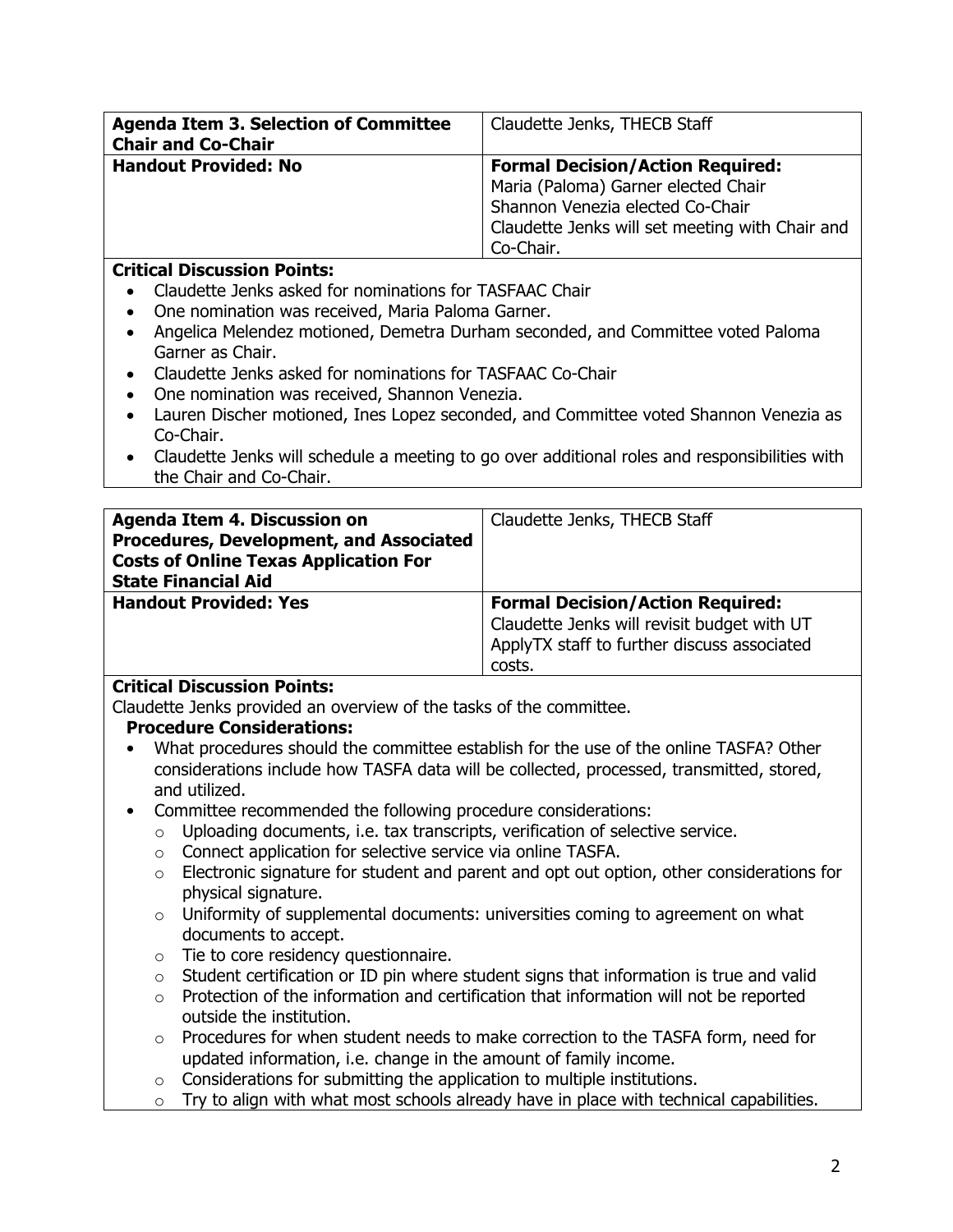| **Agenda Item 3. Selection of Committee Chair and Co-Chair** | Claudette Jenks, THECB Staff |
|---|---|
| **Handout Provided: No** | **Formal Decision/Action Required:** Maria (Paloma) Garner elected Chair Shannon Venezia elected Co-Chair Claudette Jenks will set meeting with Chair and Co-Chair. |

**Critical Discussion Points:**

- Claudette Jenks asked for nominations for TASFAAC Chair
- One nomination was received, Maria Paloma Garner.
- Angelica Melendez motioned, Demetra Durham seconded, and Committee voted Paloma Garner as Chair.
- Claudette Jenks asked for nominations for TASFAAC Co-Chair
- One nomination was received, Shannon Venezia.
- Lauren Discher motioned, Ines Lopez seconded, and Committee voted Shannon Venezia as Co-Chair.
- Claudette Jenks will schedule a meeting to go over additional roles and responsibilities with the Chair and Co-Chair.

| **Agenda Item 4. Discussion on Procedures, Development, and Associated Costs of Online Texas Application For State Financial Aid** | Claudette Jenks, THECB Staff |
|---|---|
| **Handout Provided: Yes** | **Formal Decision/Action Required:** Claudette Jenks will revisit budget with UT ApplyTX staff to further discuss associated costs. |

**Critical Discussion Points:**

Claudette Jenks provided an overview of the tasks of the committee.

**Procedure Considerations:**

- What procedures should the committee establish for the use of the online TASFA? Other considerations include how TASFA data will be collected, processed, transmitted, stored, and utilized.
- Committee recommended the following procedure considerations:
  - Uploading documents, i.e. tax transcripts, verification of selective service.
  - Connect application for selective service via online TASFA.
  - Electronic signature for student and parent and opt out option, other considerations for physical signature.
  - Uniformity of supplemental documents: universities coming to agreement on what documents to accept.
  - Tie to core residency questionnaire.
  - Student certification or ID pin where student signs that information is true and valid
  - Protection of the information and certification that information will not be reported outside the institution.
  - Procedures for when student needs to make correction to the TASFA form, need for updated information, i.e. change in the amount of family income.
  - Considerations for submitting the application to multiple institutions.
  - Try to align with what most schools already have in place with technical capabilities.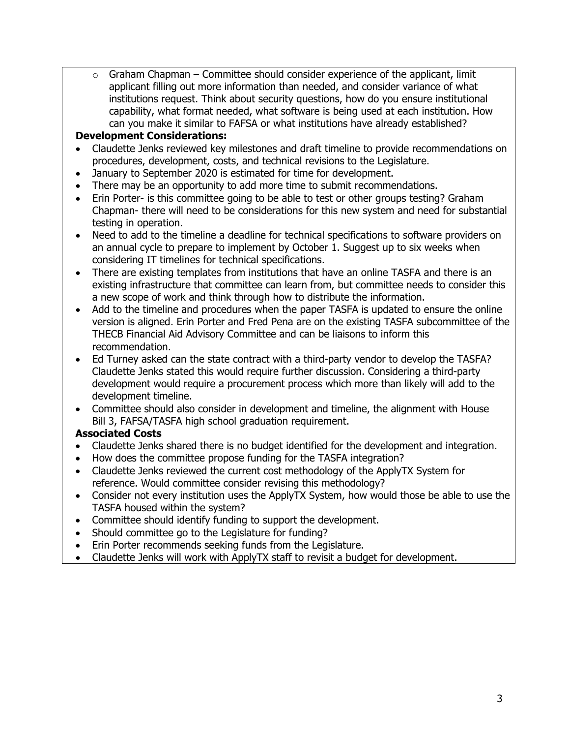- Graham Chapman – Committee should consider experience of the applicant, limit applicant filling out more information than needed, and consider variance of what institutions request. Think about security questions, how do you ensure institutional capability, what format needed, what software is being used at each institution. How can you make it similar to FAFSA or what institutions have already established?

**Development Considerations:**

- Claudette Jenks reviewed key milestones and draft timeline to provide recommendations on procedures, development, costs, and technical revisions to the Legislature.
- January to September 2020 is estimated for time for development.
- There may be an opportunity to add more time to submit recommendations.
- Erin Porter- is this committee going to be able to test or other groups testing? Graham Chapman- there will need to be considerations for this new system and need for substantial testing in operation.
- Need to add to the timeline a deadline for technical specifications to software providers on an annual cycle to prepare to implement by October 1. Suggest up to six weeks when considering IT timelines for technical specifications.
- There are existing templates from institutions that have an online TASFA and there is an existing infrastructure that committee can learn from, but committee needs to consider this a new scope of work and think through how to distribute the information.
- Add to the timeline and procedures when the paper TASFA is updated to ensure the online version is aligned. Erin Porter and Fred Pena are on the existing TASFA subcommittee of the THECB Financial Aid Advisory Committee and can be liaisons to inform this recommendation.
- Ed Turney asked can the state contract with a third-party vendor to develop the TASFA? Claudette Jenks stated this would require further discussion. Considering a third-party development would require a procurement process which more than likely will add to the development timeline.
- Committee should also consider in development and timeline, the alignment with House Bill 3, FAFSA/TASFA high school graduation requirement.

**Associated Costs**

- Claudette Jenks shared there is no budget identified for the development and integration.
- How does the committee propose funding for the TASFA integration?
- Claudette Jenks reviewed the current cost methodology of the ApplyTX System for reference. Would committee consider revising this methodology?
- Consider not every institution uses the ApplyTX System, how would those be able to use the TASFA housed within the system?
- Committee should identify funding to support the development.
- Should committee go to the Legislature for funding?
- Erin Porter recommends seeking funds from the Legislature.
- Claudette Jenks will work with ApplyTX staff to revisit a budget for development.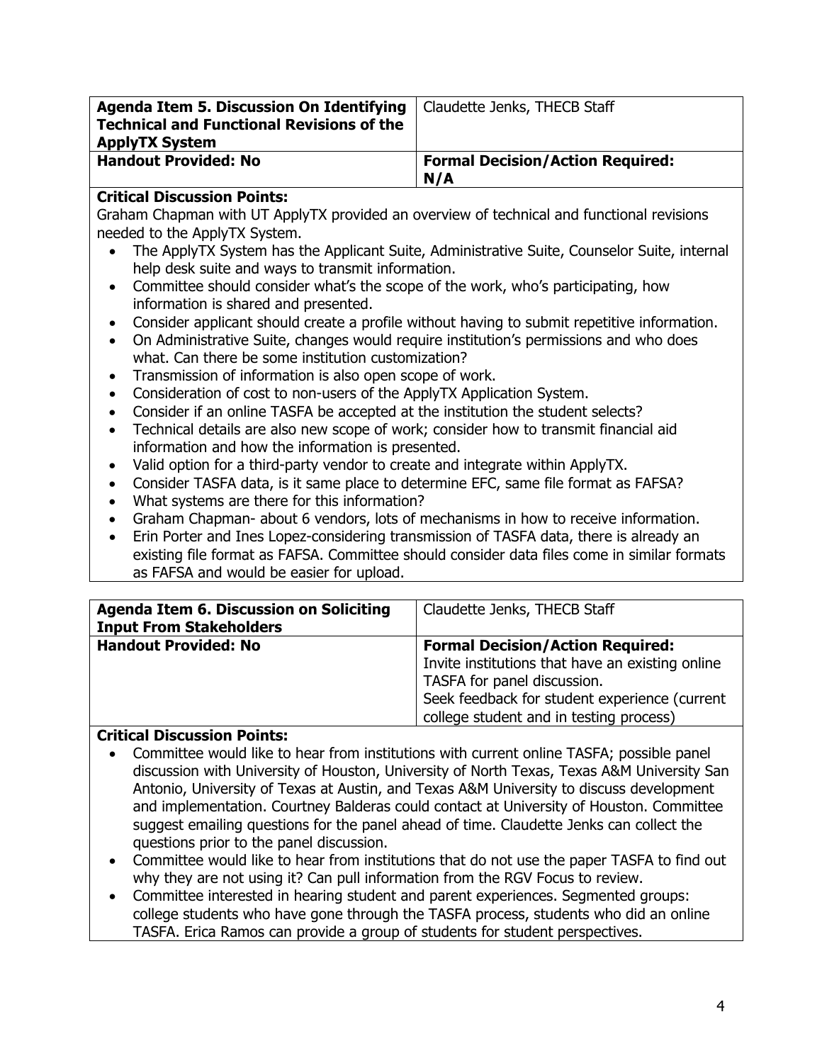| **Agenda Item 5. Discussion On Identifying Technical and Functional Revisions of the ApplyTX System** | Claudette Jenks, THECB Staff |
| --- | --- |
| **Handout Provided: No** | **Formal Decision/Action Required: N/A** |

**Critical Discussion Points:**

Graham Chapman with UT ApplyTX provided an overview of technical and functional revisions needed to the ApplyTX System.

- The ApplyTX System has the Applicant Suite, Administrative Suite, Counselor Suite, internal help desk suite and ways to transmit information.
- Committee should consider what's the scope of the work, who's participating, how information is shared and presented.
- Consider applicant should create a profile without having to submit repetitive information.
- On Administrative Suite, changes would require institution's permissions and who does what. Can there be some institution customization?
- Transmission of information is also open scope of work.
- Consideration of cost to non-users of the ApplyTX Application System.
- Consider if an online TASFA be accepted at the institution the student selects?
- Technical details are also new scope of work; consider how to transmit financial aid information and how the information is presented.
- Valid option for a third-party vendor to create and integrate within ApplyTX.
- Consider TASFA data, is it same place to determine EFC, same file format as FAFSA?
- What systems are there for this information?
- Graham Chapman- about 6 vendors, lots of mechanisms in how to receive information.
- Erin Porter and Ines Lopez-considering transmission of TASFA data, there is already an existing file format as FAFSA. Committee should consider data files come in similar formats as FAFSA and would be easier for upload.

| **Agenda Item 6. Discussion on Soliciting Input From Stakeholders** | Claudette Jenks, THECB Staff |
| --- | --- |
| **Handout Provided: No** | **Formal Decision/Action Required:** Invite institutions that have an existing online TASFA for panel discussion. Seek feedback for student experience (current college student and in testing process) |

**Critical Discussion Points:**

- Committee would like to hear from institutions with current online TASFA; possible panel discussion with University of Houston, University of North Texas, Texas A&M University San Antonio, University of Texas at Austin, and Texas A&M University to discuss development and implementation. Courtney Balderas could contact at University of Houston. Committee suggest emailing questions for the panel ahead of time. Claudette Jenks can collect the questions prior to the panel discussion.
- Committee would like to hear from institutions that do not use the paper TASFA to find out why they are not using it? Can pull information from the RGV Focus to review.
- Committee interested in hearing student and parent experiences. Segmented groups: college students who have gone through the TASFA process, students who did an online TASFA. Erica Ramos can provide a group of students for student perspectives.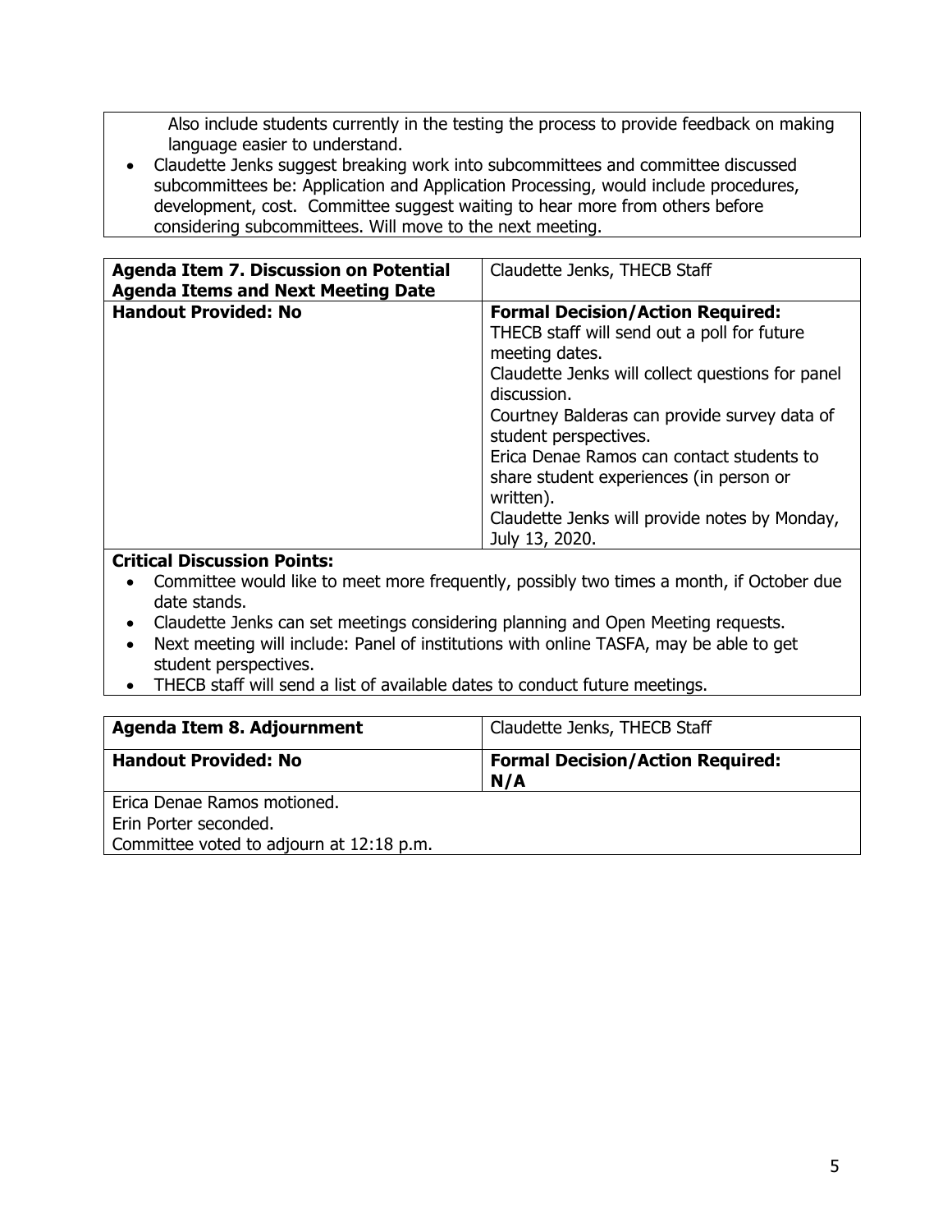Also include students currently in the testing the process to provide feedback on making language easier to understand.

- Claudette Jenks suggest breaking work into subcommittees and committee discussed subcommittees be: Application and Application Processing, would include procedures, development, cost. Committee suggest waiting to hear more from others before considering subcommittees. Will move to the next meeting.

| **Agenda Item 7. Discussion on Potential Agenda Items and Next Meeting Date** | Claudette Jenks, THECB Staff |
|---|---|
| **Handout Provided: No** | **Formal Decision/Action Required:** THECB staff will send out a poll for future meeting dates. Claudette Jenks will collect questions for panel discussion. Courtney Balderas can provide survey data of student perspectives. Erica Denae Ramos can contact students to share student experiences (in person or written). Claudette Jenks will provide notes by Monday, July 13, 2020. |

**Critical Discussion Points:**

- Committee would like to meet more frequently, possibly two times a month, if October due date stands.
- Claudette Jenks can set meetings considering planning and Open Meeting requests.
- Next meeting will include: Panel of institutions with online TASFA, may be able to get student perspectives.
- THECB staff will send a list of available dates to conduct future meetings.

| **Agenda Item 8. Adjournment** | Claudette Jenks, THECB Staff |
|---|---|
| **Handout Provided: No** | **Formal Decision/Action Required: N/A** |

Erica Denae Ramos motioned.
Erin Porter seconded.
Committee voted to adjourn at 12:18 p.m.